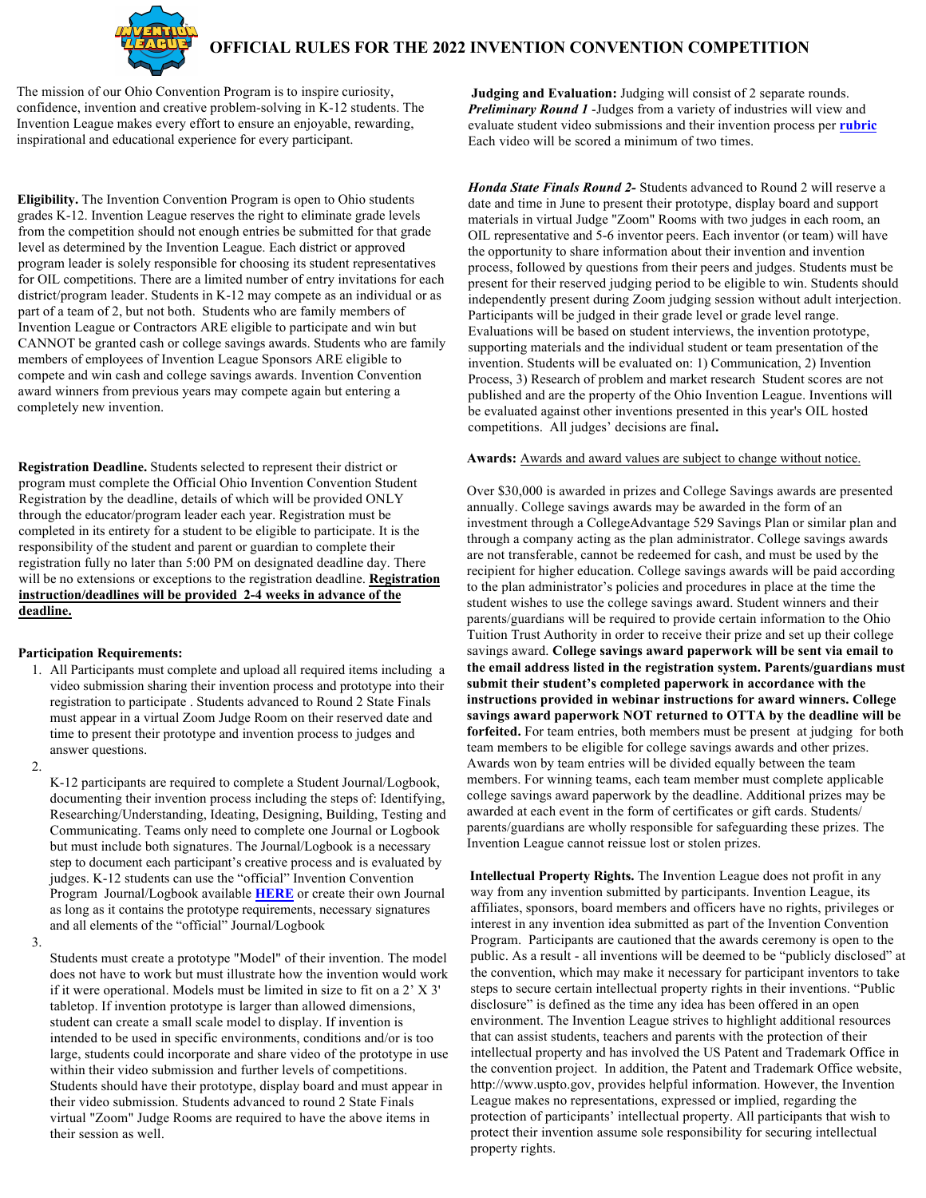# OFFICIAL RULES FOR THE 2022 INVENTION CONVENTION COMPETITION

The mission of our Ohio Convention Program is to inspire curiosity, confidence, invention and creative problem-solving in K-12 students. The Invention League makes every effort to ensure an enjoyable, rewarding, inspirational and educational experience for every participant.

**Eligibility.** The Invention Convention Program is open to Ohio students grades K-12. Invention League reserves the right to eliminate grade levels from the competition should not enough entries be submitted for that grade level as determined by the Invention League. Each district or approved program leader is solely responsible for choosing its student representatives for OIL competitions. There are a limited number of entry invitations for each district/program leader. Students in K-12 may compete as an individual or as part of a team of 2, but not both. Students who are family members of Invention League or Contractors ARE eligible to participate and win but CANNOT be granted cash or college savings awards. Students who are family members of employees of Invention League Sponsors ARE eligible to compete and win cash and college savings awards. Invention Convention award winners from previous years may compete again but entering a completely new invention.

**Registration Deadline.** Students selected to represent their district or program must complete the Official Ohio Invention Convention Student Registration by the deadline, details of which will be provided ONLY through the educator/program leader each year. Registration must be completed in its entirety for a student to be eligible to participate. It is the responsibility of the student and parent or guardian to complete their registration fully no later than 5:00 PM on designated deadline day. There will be no extensions or exceptions to the registration deadline. **Registration instruction/deadlines will be provided 2-4 weeks in advance of the deadline.**

**Participation Requirements:**

1. All Participants must complete and upload all required items including a video submission sharing their invention process and prototype into their registration to participate . Students advanced to Round 2 State Finals must appear in a virtual Zoom Judge Room on their reserved date and time to present their prototype and invention process to judges and answer questions.
2. K-12 participants are required to complete a Student Journal/Logbook, documenting their invention process including the steps of: Identifying, Researching/Understanding, Ideating, Designing, Building, Testing and Communicating. Teams only need to complete one Journal or Logbook but must include both signatures. The Journal/Logbook is a necessary step to document each participant's creative process and is evaluated by judges. K-12 students can use the "official" Invention Convention Program Journal/Logbook available **HERE** or create their own Journal as long as it contains the prototype requirements, necessary signatures and all elements of the "official" Journal/Logbook
3. Students must create a prototype "Model" of their invention. The model does not have to work but must illustrate how the invention would work if it were operational. Models must be limited in size to fit on a 2' X 3' tabletop. If invention prototype is larger than allowed dimensions, student can create a small scale model to display. If invention is intended to be used in specific environments, conditions and/or is too large, students could incorporate and share video of the prototype in use within their video submission and further levels of competitions. Students should have their prototype, display board and must appear in their video submission. Students advanced to round 2 State Finals virtual "Zoom" Judge Rooms are required to have the above items in their session as well.

**Judging and Evaluation:** Judging will consist of 2 separate rounds. ***Preliminary Round 1*** -Judges from a variety of industries will view and evaluate student video submissions and their invention process per **rubric** Each video will be scored a minimum of two times.

***Honda State Finals Round 2-*** Students advanced to Round 2 will reserve a date and time in June to present their prototype, display board and support materials in virtual Judge "Zoom" Rooms with two judges in each room, an OIL representative and 5-6 inventor peers. Each inventor (or team) will have the opportunity to share information about their invention and invention process, followed by questions from their peers and judges. Students must be present for their reserved judging period to be eligible to win. Students should independently present during Zoom judging session without adult interjection. Participants will be judged in their grade level or grade level range. Evaluations will be based on student interviews, the invention prototype, supporting materials and the individual student or team presentation of the invention. Students will be evaluated on: 1) Communication, 2) Invention Process, 3) Research of problem and market research Student scores are not published and are the property of the Ohio Invention League. Inventions will be evaluated against other inventions presented in this year's OIL hosted competitions. All judges' decisions are final**.**

**Awards:** Awards and award values are subject to change without notice.

Over $30,000 is awarded in prizes and College Savings awards are presented annually. College savings awards may be awarded in the form of an investment through a CollegeAdvantage 529 Savings Plan or similar plan and through a company acting as the plan administrator. College savings awards are not transferable, cannot be redeemed for cash, and must be used by the recipient for higher education. College savings awards will be paid according to the plan administrator's policies and procedures in place at the time the student wishes to use the college savings award. Student winners and their parents/guardians will be required to provide certain information to the Ohio Tuition Trust Authority in order to receive their prize and set up their college savings award. **College savings award paperwork will be sent via email to the email address listed in the registration system. Parents/guardians must submit their student's completed paperwork in accordance with the instructions provided in webinar instructions for award winners. College savings award paperwork NOT returned to OTTA by the deadline will be forfeited.** For team entries, both members must be present at judging for both team members to be eligible for college savings awards and other prizes. Awards won by team entries will be divided equally between the team members. For winning teams, each team member must complete applicable college savings award paperwork by the deadline. Additional prizes may be awarded at each event in the form of certificates or gift cards. Students/ parents/guardians are wholly responsible for safeguarding these prizes. The Invention League cannot reissue lost or stolen prizes.

**Intellectual Property Rights.** The Invention League does not profit in any way from any invention submitted by participants. Invention League, its affiliates, sponsors, board members and officers have no rights, privileges or interest in any invention idea submitted as part of the Invention Convention Program. Participants are cautioned that the awards ceremony is open to the public. As a result - all inventions will be deemed to be "publicly disclosed" at the convention, which may make it necessary for participant inventors to take steps to secure certain intellectual property rights in their inventions. "Public disclosure" is defined as the time any idea has been offered in an open environment. The Invention League strives to highlight additional resources that can assist students, teachers and parents with the protection of their intellectual property and has involved the US Patent and Trademark Office in the convention project. In addition, the Patent and Trademark Office website, http://www.uspto.gov, provides helpful information. However, the Invention League makes no representations, expressed or implied, regarding the protection of participants' intellectual property. All participants that wish to protect their invention assume sole responsibility for securing intellectual property rights.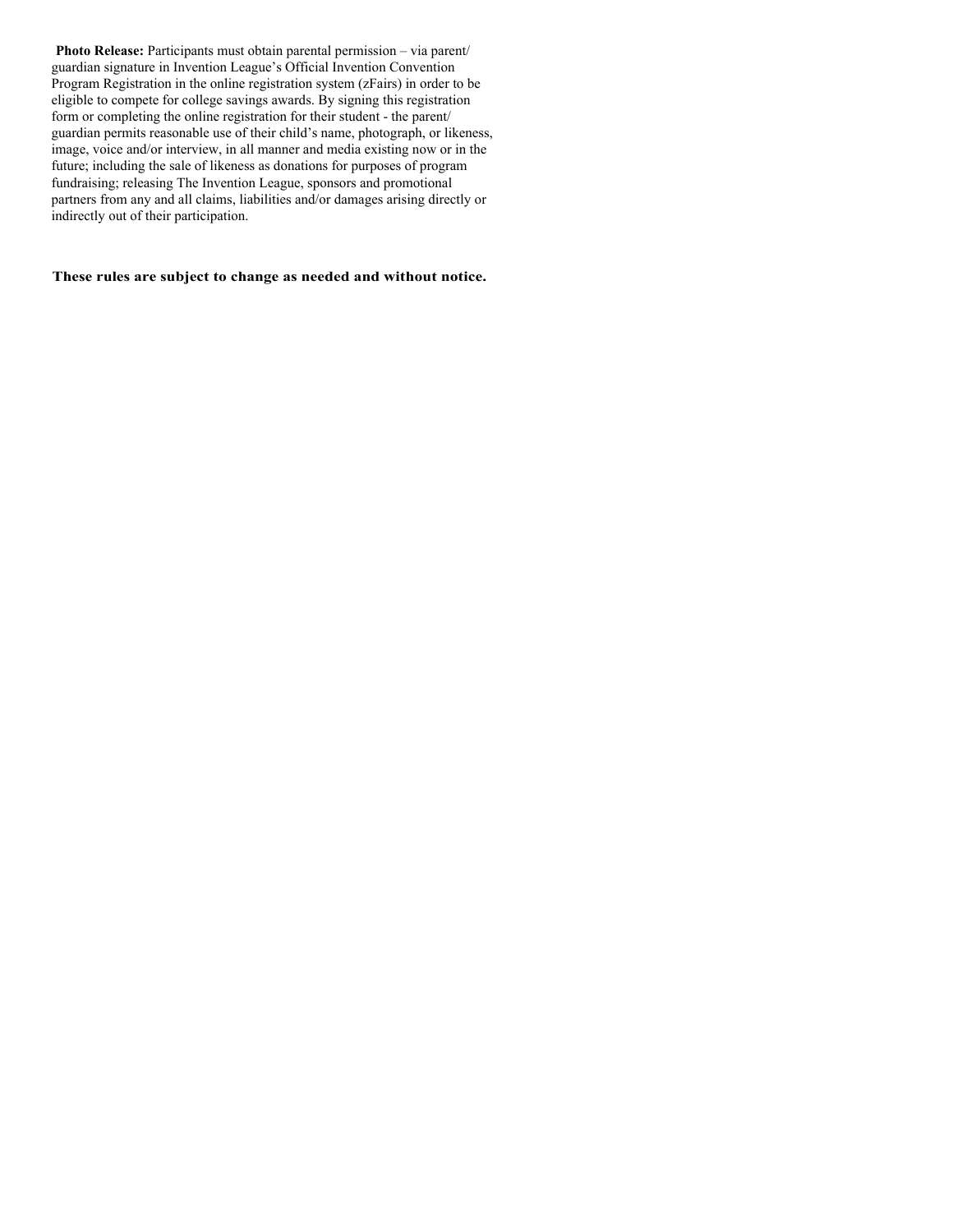**Photo Release:** Participants must obtain parental permission – via parent/guardian signature in Invention League's Official Invention Convention Program Registration in the online registration system (zFairs) in order to be eligible to compete for college savings awards. By signing this registration form or completing the online registration for their student - the parent/guardian permits reasonable use of their child's name, photograph, or likeness, image, voice and/or interview, in all manner and media existing now or in the future; including the sale of likeness as donations for purposes of program fundraising; releasing The Invention League, sponsors and promotional partners from any and all claims, liabilities and/or damages arising directly or indirectly out of their participation.

**These rules are subject to change as needed and without notice.**